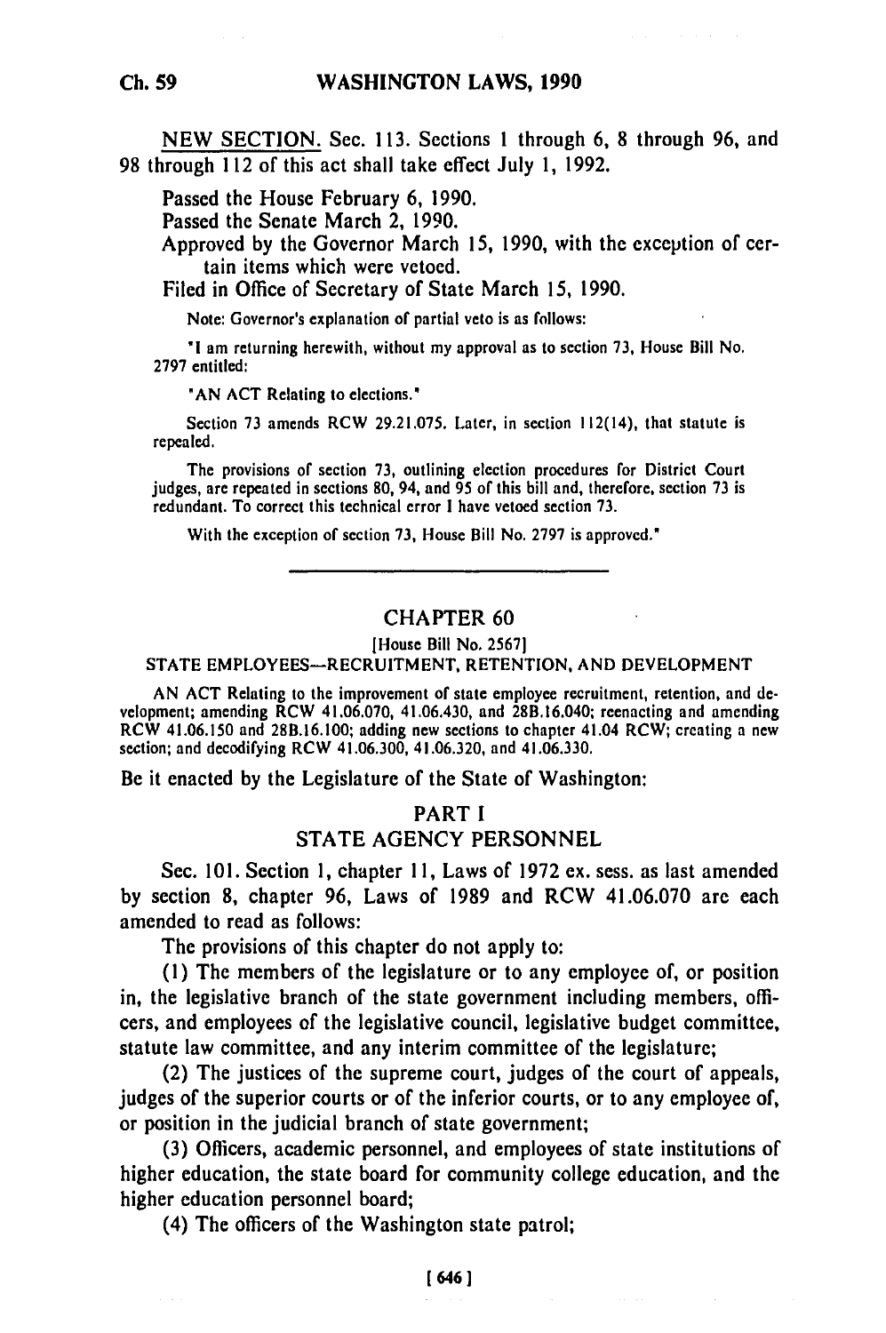NEW SECTION. Sec. 113. Sections 1 through 6, 8 through 96, and 98 through 112 of this act shall take effect July 1, 1992.

Passed the House February 6, 1990.

Passed the Senate March 2, 1990.

Approved by the Governor March 15, 1990, with the exception of certain items which were vetoed.

Filed in Office of Secretary of State March 15, 1990.

Note: Governor's explanation of partial veto is as follows:

"I am returning herewith, without my approval as to section 73, House Bill No. 2797 entitled:

"AN ACT Relating to elections."

Section 73 amends RCW 29.21.075. Later, in section 112(14), that statute is repealed.

The provisions of section 73, outlining election procedures for District Court judges, are repeated in sections 80, 94, and 95 of this bill and, therefore, section 73 is redundant. To correct this technical error I have vetoed section 73.

With the exception of section 73, House Bill No. 2797 is approved."

---

## CHAPTER 60

[House Bill No. 2567]

### STATE EMPLOYEES—RECRUITMENT, RETENTION, AND DEVELOPMENT

AN ACT Relating to the improvement of state employee recruitment, retention, and development; amending RCW 41.06.070, 41.06.430, and 28B.16.040; reenacting and amending RCW 41.06.150 and 28B.16.100; adding new sections to chapter 41.04 RCW; creating a new section; and decodifying RCW 41.06.300, 41.06.320, and 41.06.330.

Be it enacted by the Legislature of the State of Washington:

### PART I
### STATE AGENCY PERSONNEL

Sec. 101. Section 1, chapter 11, Laws of 1972 ex. sess. as last amended by section 8, chapter 96, Laws of 1989 and RCW 41.06.070 are each amended to read as follows:

The provisions of this chapter do not apply to:

(1) The members of the legislature or to any employee of, or position in, the legislative branch of the state government including members, officers, and employees of the legislative council, legislative budget committee, statute law committee, and any interim committee of the legislature;

(2) The justices of the supreme court, judges of the court of appeals, judges of the superior courts or of the inferior courts, or to any employee of, or position in the judicial branch of state government;

(3) Officers, academic personnel, and employees of state institutions of higher education, the state board for community college education, and the higher education personnel board;

(4) The officers of the Washington state patrol;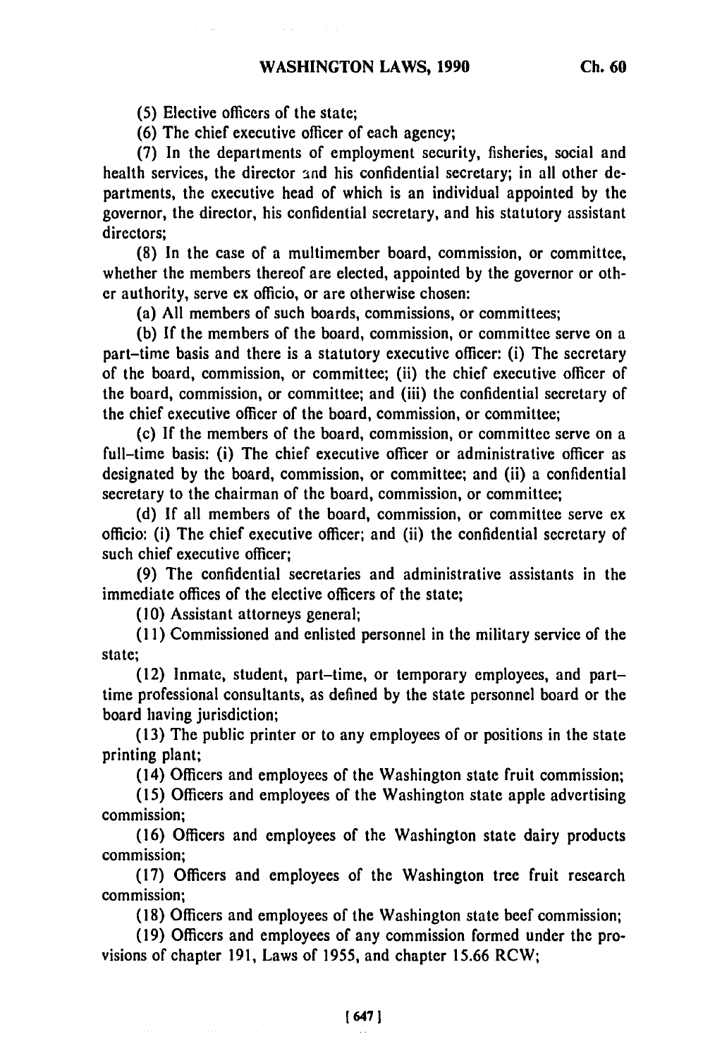(5) Elective officers of the state;

(6) The chief executive officer of each agency;

(7) In the departments of employment security, fisheries, social and health services, the director and his confidential secretary; in all other departments, the executive head of which is an individual appointed by the governor, the director, his confidential secretary, and his statutory assistant directors;

(8) In the case of a multimember board, commission, or committee, whether the members thereof are elected, appointed by the governor or other authority, serve ex officio, or are otherwise chosen:

(a) All members of such boards, commissions, or committees;

(b) If the members of the board, commission, or committee serve on a part-time basis and there is a statutory executive officer: (i) The secretary of the board, commission, or committee; (ii) the chief executive officer of the board, commission, or committee; and (iii) the confidential secretary of the chief executive officer of the board, commission, or committee;

(c) If the members of the board, commission, or committee serve on a full-time basis: (i) The chief executive officer or administrative officer as designated by the board, commission, or committee; and (ii) a confidential secretary to the chairman of the board, commission, or committee;

(d) If all members of the board, commission, or committee serve ex officio: (i) The chief executive officer; and (ii) the confidential secretary of such chief executive officer;

(9) The confidential secretaries and administrative assistants in the immediate offices of the elective officers of the state;

(10) Assistant attorneys general;

(11) Commissioned and enlisted personnel in the military service of the state;

(12) Inmate, student, part-time, or temporary employees, and part-time professional consultants, as defined by the state personnel board or the board having jurisdiction;

(13) The public printer or to any employees of or positions in the state printing plant;

(14) Officers and employees of the Washington state fruit commission;

(15) Officers and employees of the Washington state apple advertising commission;

(16) Officers and employees of the Washington state dairy products commission;

(17) Officers and employees of the Washington tree fruit research commission;

(18) Officers and employees of the Washington state beef commission;

(19) Officers and employees of any commission formed under the provisions of chapter 191, Laws of 1955, and chapter 15.66 RCW;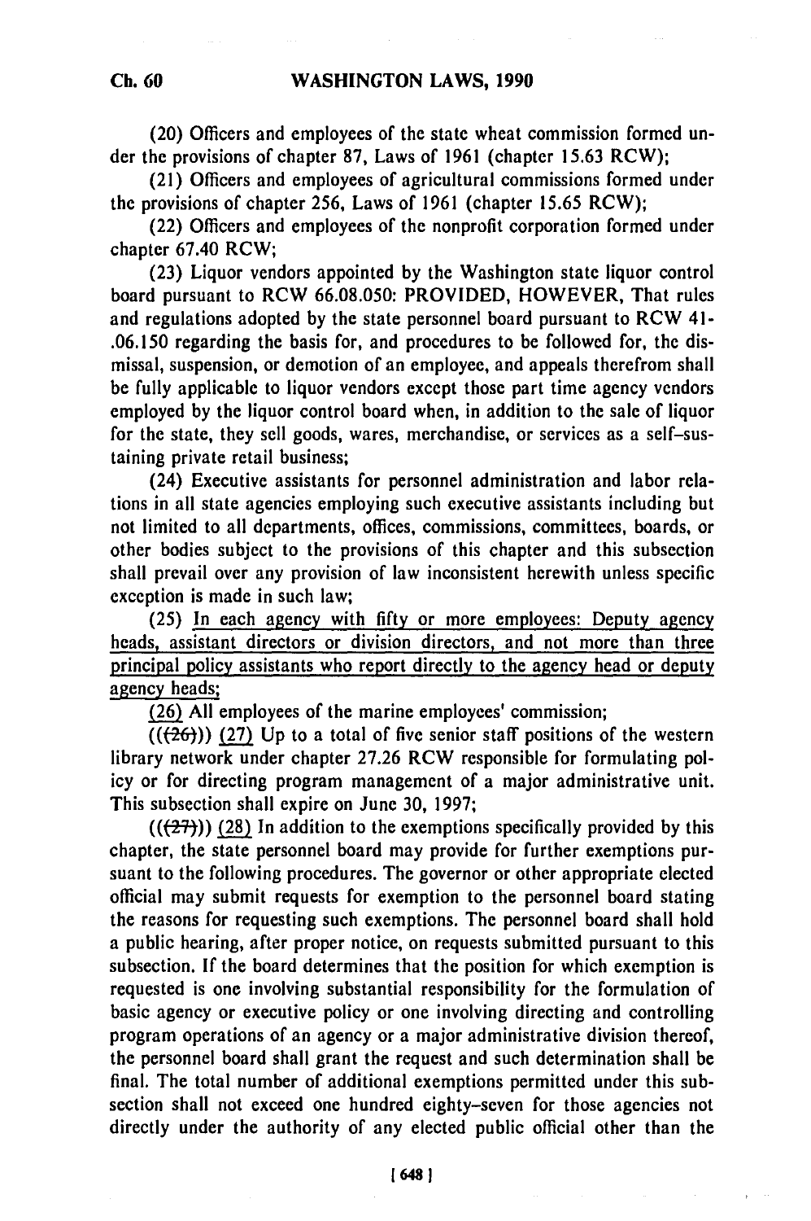(20) Officers and employees of the state wheat commission formed under the provisions of chapter 87, Laws of 1961 (chapter 15.63 RCW);

(21) Officers and employees of agricultural commissions formed under the provisions of chapter 256, Laws of 1961 (chapter 15.65 RCW);

(22) Officers and employees of the nonprofit corporation formed under chapter 67.40 RCW;

(23) Liquor vendors appointed by the Washington state liquor control board pursuant to RCW 66.08.050: PROVIDED, HOWEVER, That rules and regulations adopted by the state personnel board pursuant to RCW 41-.06.150 regarding the basis for, and procedures to be followed for, the dismissal, suspension, or demotion of an employee, and appeals therefrom shall be fully applicable to liquor vendors except those part time agency vendors employed by the liquor control board when, in addition to the sale of liquor for the state, they sell goods, wares, merchandise, or services as a self-sustaining private retail business;

(24) Executive assistants for personnel administration and labor relations in all state agencies employing such executive assistants including but not limited to all departments, offices, commissions, committees, boards, or other bodies subject to the provisions of this chapter and this subsection shall prevail over any provision of law inconsistent herewith unless specific exception is made in such law;

(25) <u>In each agency with fifty or more employees: Deputy agency heads, assistant directors or division directors, and not more than three principal policy assistants who report directly to the agency head or deputy agency heads;</u>

<u>(26)</u> All employees of the marine employees' commission;

((~~(26)~~)) <u>(27)</u> Up to a total of five senior staff positions of the western library network under chapter 27.26 RCW responsible for formulating policy or for directing program management of a major administrative unit. This subsection shall expire on June 30, 1997;

((~~(27)~~)) <u>(28)</u> In addition to the exemptions specifically provided by this chapter, the state personnel board may provide for further exemptions pursuant to the following procedures. The governor or other appropriate elected official may submit requests for exemption to the personnel board stating the reasons for requesting such exemptions. The personnel board shall hold a public hearing, after proper notice, on requests submitted pursuant to this subsection. If the board determines that the position for which exemption is requested is one involving substantial responsibility for the formulation of basic agency or executive policy or one involving directing and controlling program operations of an agency or a major administrative division thereof, the personnel board shall grant the request and such determination shall be final. The total number of additional exemptions permitted under this subsection shall not exceed one hundred eighty-seven for those agencies not directly under the authority of any elected public official other than the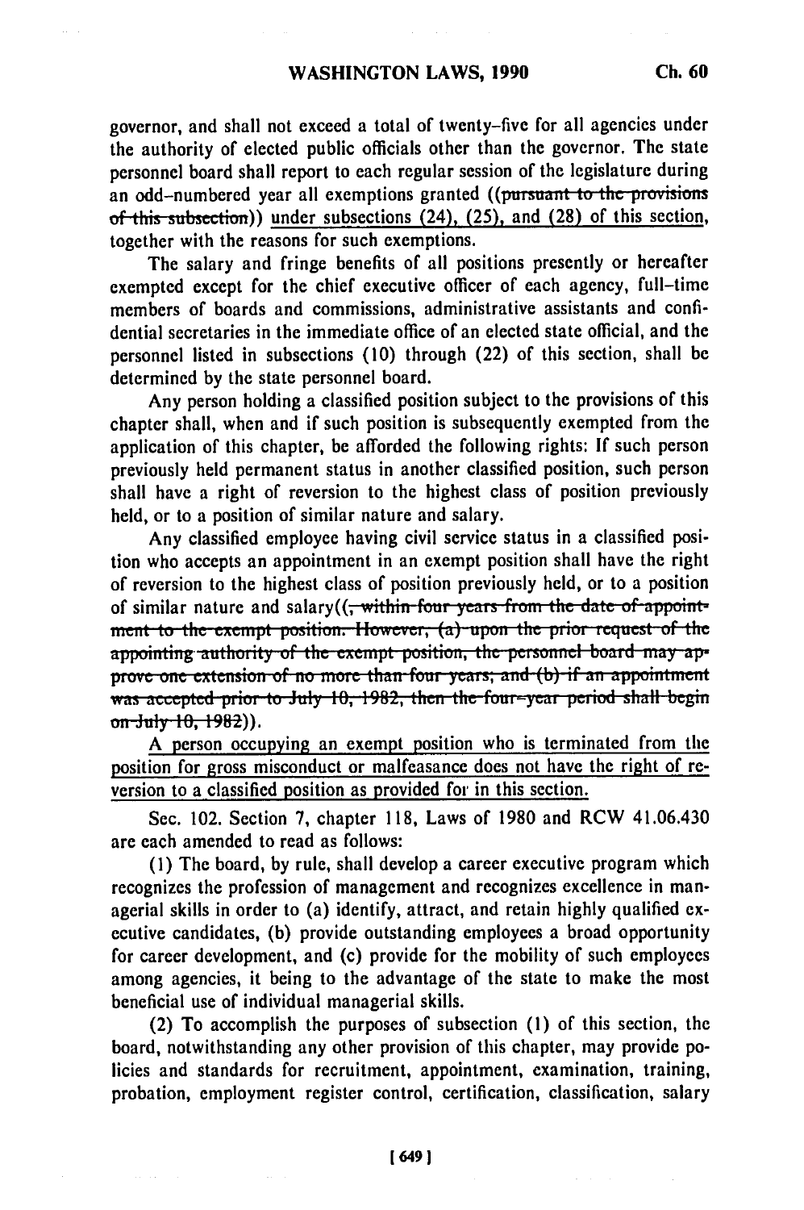governor, and shall not exceed a total of twenty-five for all agencies under the authority of elected public officials other than the governor. The state personnel board shall report to each regular session of the legislature during an odd-numbered year all exemptions granted ((~~pursuant to the provisions of this subsection~~)) under subsections (24), (25), and (28) of this section, together with the reasons for such exemptions.

The salary and fringe benefits of all positions presently or hereafter exempted except for the chief executive officer of each agency, full-time members of boards and commissions, administrative assistants and confidential secretaries in the immediate office of an elected state official, and the personnel listed in subsections (10) through (22) of this section, shall be determined by the state personnel board.

Any person holding a classified position subject to the provisions of this chapter shall, when and if such position is subsequently exempted from the application of this chapter, be afforded the following rights: If such person previously held permanent status in another classified position, such person shall have a right of reversion to the highest class of position previously held, or to a position of similar nature and salary.

Any classified employee having civil service status in a classified position who accepts an appointment in an exempt position shall have the right of reversion to the highest class of position previously held, or to a position of similar nature and salary((~~, within four years from the date of appointment to the exempt position. However, (a) upon the prior request of the appointing authority of the exempt position, the personnel board may approve one extension of no more than four years; and (b) if an appointment was accepted prior to July 10, 1982, then the four-year period shall begin on July 10, 1982~~)).

<u>A person occupying an exempt position who is terminated from the position for gross misconduct or malfeasance does not have the right of reversion to a classified position as provided for in this section.</u>

Sec. 102. Section 7, chapter 118, Laws of 1980 and RCW 41.06.430 are each amended to read as follows:

(1) The board, by rule, shall develop a career executive program which recognizes the profession of management and recognizes excellence in managerial skills in order to (a) identify, attract, and retain highly qualified executive candidates, (b) provide outstanding employees a broad opportunity for career development, and (c) provide for the mobility of such employees among agencies, it being to the advantage of the state to make the most beneficial use of individual managerial skills.

(2) To accomplish the purposes of subsection (1) of this section, the board, notwithstanding any other provision of this chapter, may provide policies and standards for recruitment, appointment, examination, training, probation, employment register control, certification, classification, salary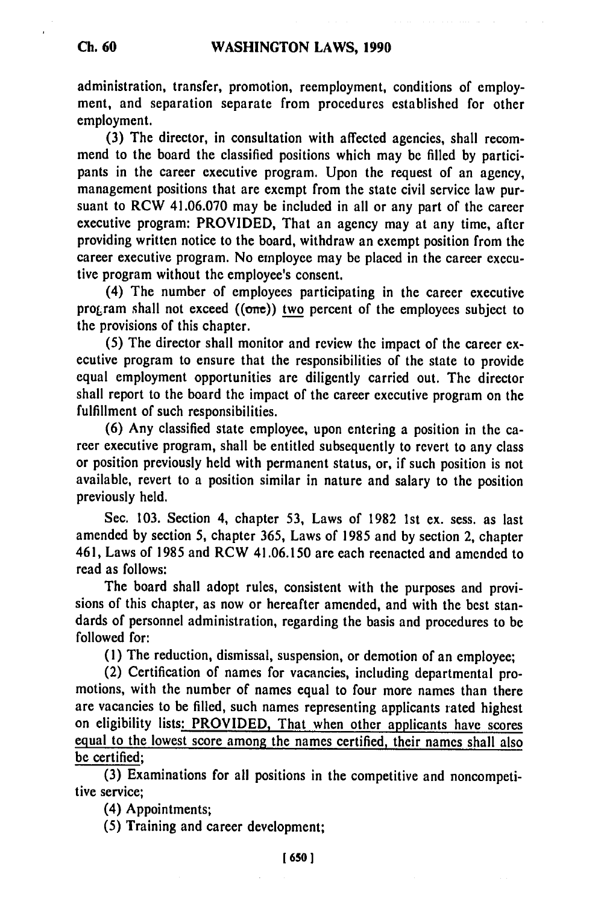administration, transfer, promotion, reemployment, conditions of employment, and separation separate from procedures established for other employment.

(3) The director, in consultation with affected agencies, shall recommend to the board the classified positions which may be filled by participants in the career executive program. Upon the request of an agency, management positions that are exempt from the state civil service law pursuant to RCW 41.06.070 may be included in all or any part of the career executive program: PROVIDED, That an agency may at any time, after providing written notice to the board, withdraw an exempt position from the career executive program. No employee may be placed in the career executive program without the employee's consent.

(4) The number of employees participating in the career executive program shall not exceed ((~~one~~)) <u>two</u> percent of the employees subject to the provisions of this chapter.

(5) The director shall monitor and review the impact of the career executive program to ensure that the responsibilities of the state to provide equal employment opportunities are diligently carried out. The director shall report to the board the impact of the career executive program on the fulfillment of such responsibilities.

(6) Any classified state employee, upon entering a position in the career executive program, shall be entitled subsequently to revert to any class or position previously held with permanent status, or, if such position is not available, revert to a position similar in nature and salary to the position previously held.

Sec. 103. Section 4, chapter 53, Laws of 1982 1st ex. sess. as last amended by section 5, chapter 365, Laws of 1985 and by section 2, chapter 461, Laws of 1985 and RCW 41.06.150 are each reenacted and amended to read as follows:

The board shall adopt rules, consistent with the purposes and provisions of this chapter, as now or hereafter amended, and with the best standards of personnel administration, regarding the basis and procedures to be followed for:

(1) The reduction, dismissal, suspension, or demotion of an employee;

(2) Certification of names for vacancies, including departmental promotions, with the number of names equal to four more names than there are vacancies to be filled, such names representing applicants rated highest on eligibility lists<u>: PROVIDED, That when other applicants have scores equal to the lowest score among the names certified, their names shall also be certified</u>;

(3) Examinations for all positions in the competitive and noncompetitive service;

(4) Appointments;

(5) Training and career development;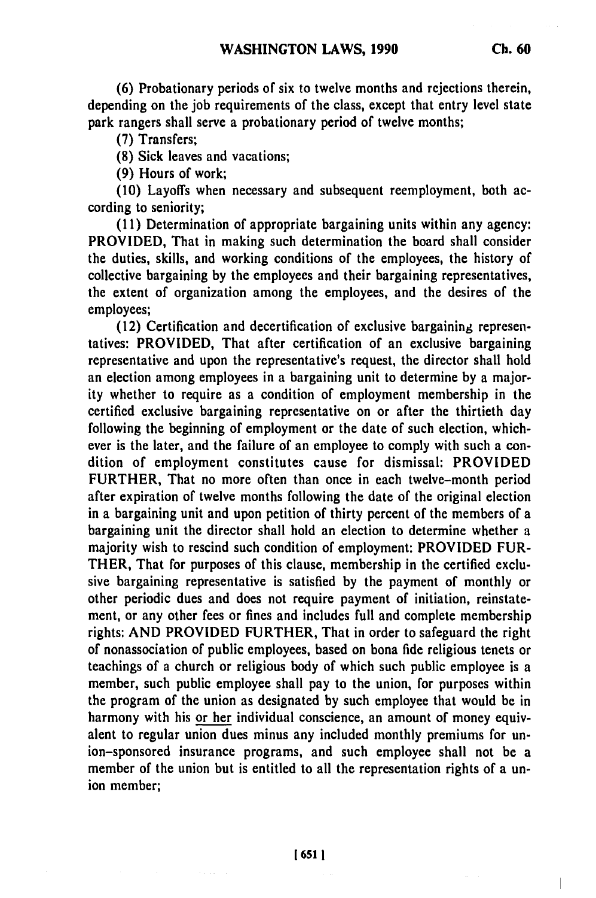(6) Probationary periods of six to twelve months and rejections therein, depending on the job requirements of the class, except that entry level state park rangers shall serve a probationary period of twelve months;

(7) Transfers;

(8) Sick leaves and vacations;

(9) Hours of work;

(10) Layoffs when necessary and subsequent reemployment, both according to seniority;

(11) Determination of appropriate bargaining units within any agency: PROVIDED, That in making such determination the board shall consider the duties, skills, and working conditions of the employees, the history of collective bargaining by the employees and their bargaining representatives, the extent of organization among the employees, and the desires of the employees;

(12) Certification and decertification of exclusive bargaining representatives: PROVIDED, That after certification of an exclusive bargaining representative and upon the representative's request, the director shall hold an election among employees in a bargaining unit to determine by a majority whether to require as a condition of employment membership in the certified exclusive bargaining representative on or after the thirtieth day following the beginning of employment or the date of such election, whichever is the later, and the failure of an employee to comply with such a condition of employment constitutes cause for dismissal: PROVIDED FURTHER, That no more often than once in each twelve-month period after expiration of twelve months following the date of the original election in a bargaining unit and upon petition of thirty percent of the members of a bargaining unit the director shall hold an election to determine whether a majority wish to rescind such condition of employment: PROVIDED FURTHER, That for purposes of this clause, membership in the certified exclusive bargaining representative is satisfied by the payment of monthly or other periodic dues and does not require payment of initiation, reinstatement, or any other fees or fines and includes full and complete membership rights: AND PROVIDED FURTHER, That in order to safeguard the right of nonassociation of public employees, based on bona fide religious tenets or teachings of a church or religious body of which such public employee is a member, such public employee shall pay to the union, for purposes within the program of the union as designated by such employee that would be in harmony with his or her individual conscience, an amount of money equivalent to regular union dues minus any included monthly premiums for union-sponsored insurance programs, and such employee shall not be a member of the union but is entitled to all the representation rights of a union member;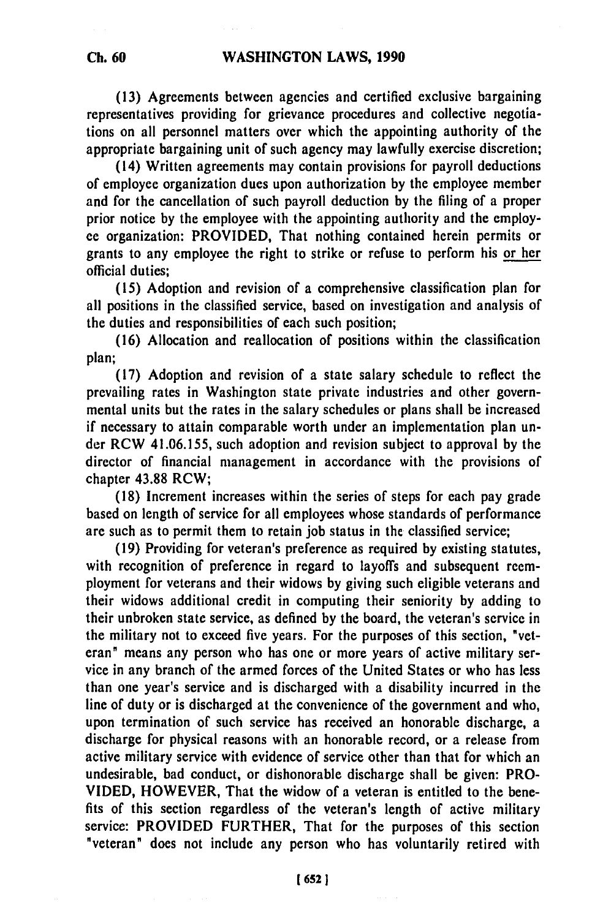(13) Agreements between agencies and certified exclusive bargaining representatives providing for grievance procedures and collective negotiations on all personnel matters over which the appointing authority of the appropriate bargaining unit of such agency may lawfully exercise discretion;

(14) Written agreements may contain provisions for payroll deductions of employee organization dues upon authorization by the employee member and for the cancellation of such payroll deduction by the filing of a proper prior notice by the employee with the appointing authority and the employee organization: PROVIDED, That nothing contained herein permits or grants to any employee the right to strike or refuse to perform his or her official duties;

(15) Adoption and revision of a comprehensive classification plan for all positions in the classified service, based on investigation and analysis of the duties and responsibilities of each such position;

(16) Allocation and reallocation of positions within the classification plan;

(17) Adoption and revision of a state salary schedule to reflect the prevailing rates in Washington state private industries and other governmental units but the rates in the salary schedules or plans shall be increased if necessary to attain comparable worth under an implementation plan under RCW 41.06.155, such adoption and revision subject to approval by the director of financial management in accordance with the provisions of chapter 43.88 RCW;

(18) Increment increases within the series of steps for each pay grade based on length of service for all employees whose standards of performance are such as to permit them to retain job status in the classified service;

(19) Providing for veteran's preference as required by existing statutes, with recognition of preference in regard to layoffs and subsequent reemployment for veterans and their widows by giving such eligible veterans and their widows additional credit in computing their seniority by adding to their unbroken state service, as defined by the board, the veteran's service in the military not to exceed five years. For the purposes of this section, "veteran" means any person who has one or more years of active military service in any branch of the armed forces of the United States or who has less than one year's service and is discharged with a disability incurred in the line of duty or is discharged at the convenience of the government and who, upon termination of such service has received an honorable discharge, a discharge for physical reasons with an honorable record, or a release from active military service with evidence of service other than that for which an undesirable, bad conduct, or dishonorable discharge shall be given: PROVIDED, HOWEVER, That the widow of a veteran is entitled to the benefits of this section regardless of the veteran's length of active military service: PROVIDED FURTHER, That for the purposes of this section "veteran" does not include any person who has voluntarily retired with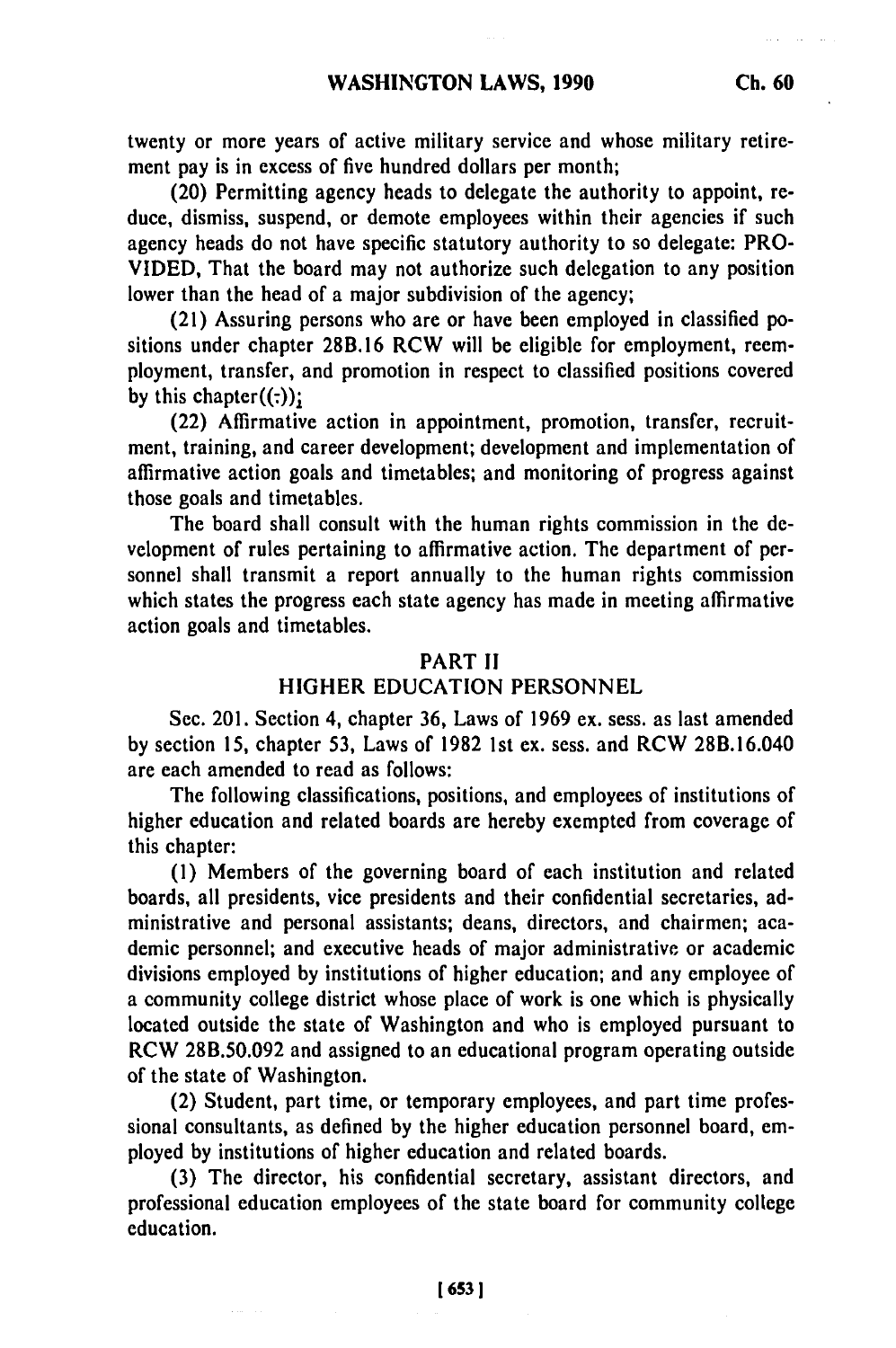twenty or more years of active military service and whose military retirement pay is in excess of five hundred dollars per month;

(20) Permitting agency heads to delegate the authority to appoint, reduce, dismiss, suspend, or demote employees within their agencies if such agency heads do not have specific statutory authority to so delegate: PROVIDED, That the board may not authorize such delegation to any position lower than the head of a major subdivision of the agency;

(21) Assuring persons who are or have been employed in classified positions under chapter 28B.16 RCW will be eligible for employment, reemployment, transfer, and promotion in respect to classified positions covered by this chapter((.));

(22) Affirmative action in appointment, promotion, transfer, recruitment, training, and career development; development and implementation of affirmative action goals and timetables; and monitoring of progress against those goals and timetables.

The board shall consult with the human rights commission in the development of rules pertaining to affirmative action. The department of personnel shall transmit a report annually to the human rights commission which states the progress each state agency has made in meeting affirmative action goals and timetables.

## PART II
## HIGHER EDUCATION PERSONNEL

Sec. 201. Section 4, chapter 36, Laws of 1969 ex. sess. as last amended by section 15, chapter 53, Laws of 1982 1st ex. sess. and RCW 28B.16.040 are each amended to read as follows:

The following classifications, positions, and employees of institutions of higher education and related boards are hereby exempted from coverage of this chapter:

(1) Members of the governing board of each institution and related boards, all presidents, vice presidents and their confidential secretaries, administrative and personal assistants; deans, directors, and chairmen; academic personnel; and executive heads of major administrative or academic divisions employed by institutions of higher education; and any employee of a community college district whose place of work is one which is physically located outside the state of Washington and who is employed pursuant to RCW 28B.50.092 and assigned to an educational program operating outside of the state of Washington.

(2) Student, part time, or temporary employees, and part time professional consultants, as defined by the higher education personnel board, employed by institutions of higher education and related boards.

(3) The director, his confidential secretary, assistant directors, and professional education employees of the state board for community college education.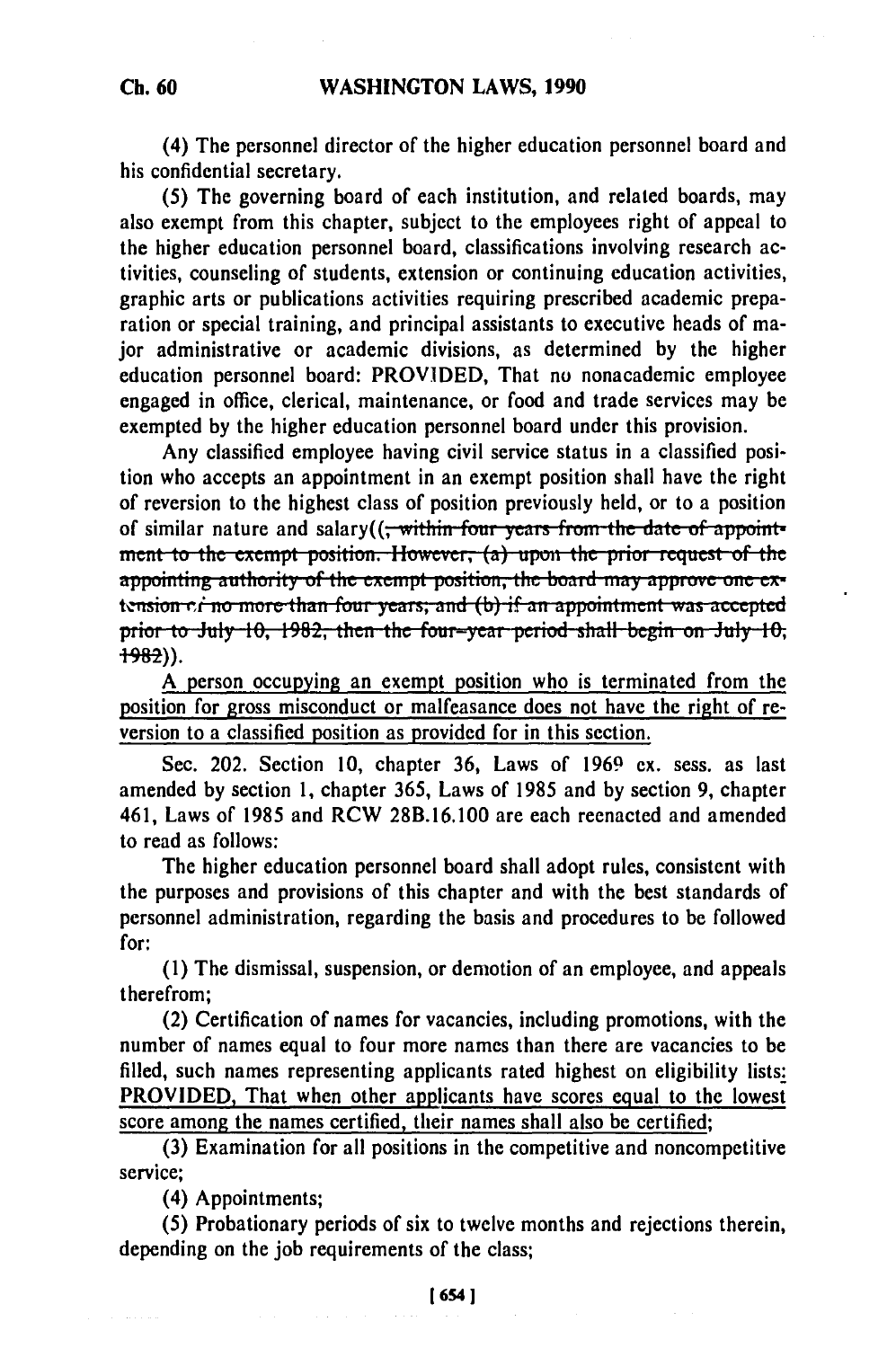(4) The personnel director of the higher education personnel board and his confidential secretary.

(5) The governing board of each institution, and related boards, may also exempt from this chapter, subject to the employees right of appeal to the higher education personnel board, classifications involving research activities, counseling of students, extension or continuing education activities, graphic arts or publications activities requiring prescribed academic preparation or special training, and principal assistants to executive heads of major administrative or academic divisions, as determined by the higher education personnel board: PROVIDED, That no nonacademic employee engaged in office, clerical, maintenance, or food and trade services may be exempted by the higher education personnel board under this provision.

Any classified employee having civil service status in a classified position who accepts an appointment in an exempt position shall have the right of reversion to the highest class of position previously held, or to a position of similar nature and salary((~~, within four years from the date of appointment to the exempt position. However, (a) upon the prior request of the appointing authority of the exempt position, the board may approve one extension of no more than four years; and (b) if an appointment was accepted prior to July 10, 1982, then the four-year period shall begin on July 10, 1982~~)).

<u>A person occupying an exempt position who is terminated from the position for gross misconduct or malfeasance does not have the right of reversion to a classified position as provided for in this section.</u>

Sec. 202. Section 10, chapter 36, Laws of 1969 ex. sess. as last amended by section 1, chapter 365, Laws of 1985 and by section 9, chapter 461, Laws of 1985 and RCW 28B.16.100 are each reenacted and amended to read as follows:

The higher education personnel board shall adopt rules, consistent with the purposes and provisions of this chapter and with the best standards of personnel administration, regarding the basis and procedures to be followed for:

(1) The dismissal, suspension, or demotion of an employee, and appeals therefrom;

(2) Certification of names for vacancies, including promotions, with the number of names equal to four more names than there are vacancies to be filled, such names representing applicants rated highest on eligibility lists<u>: PROVIDED, That when other applicants have scores equal to the lowest score among the names certified, their names shall also be certified</u>;

(3) Examination for all positions in the competitive and noncompetitive service;

(4) Appointments;

(5) Probationary periods of six to twelve months and rejections therein, depending on the job requirements of the class;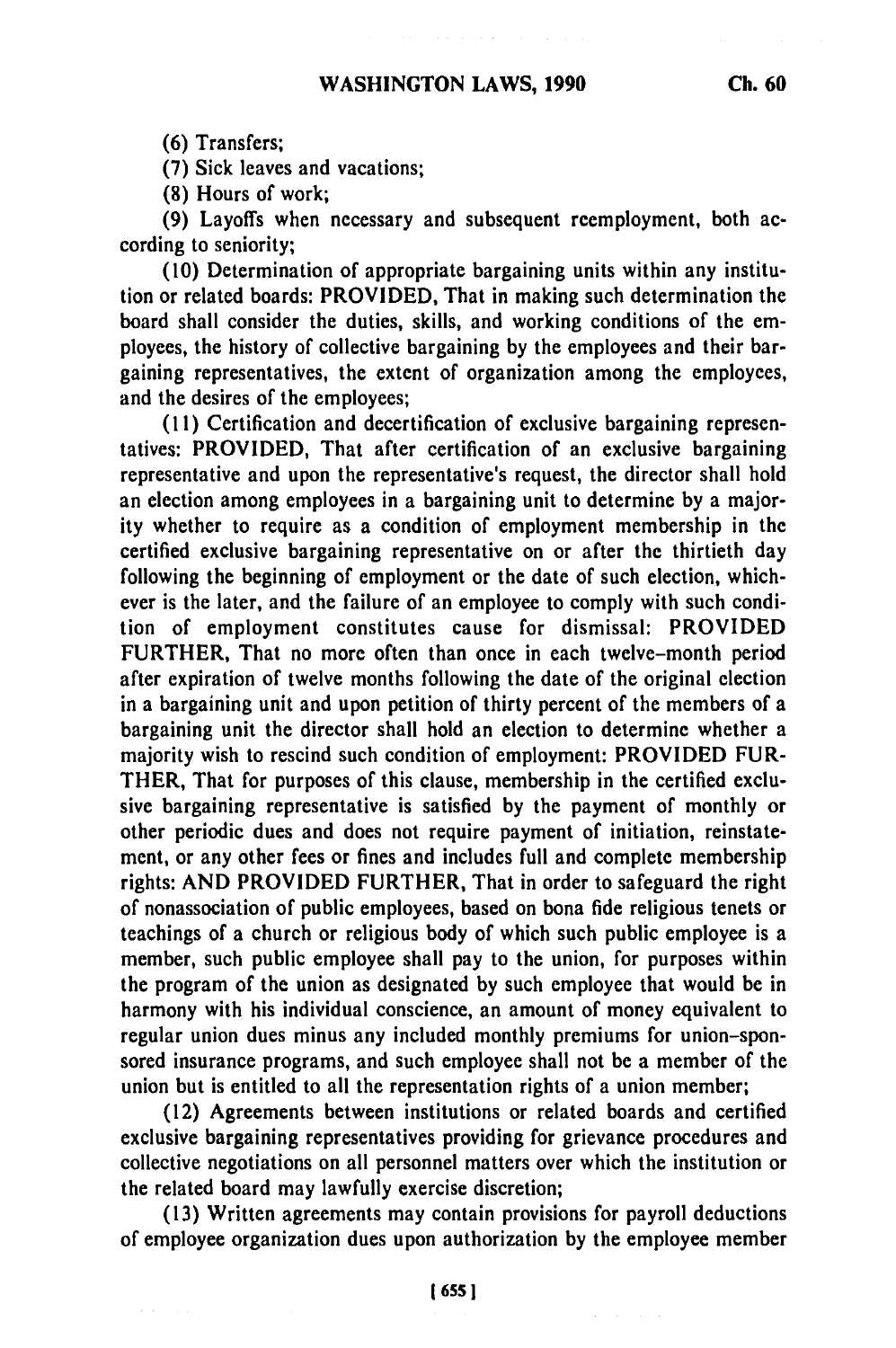(6) Transfers;

(7) Sick leaves and vacations;

(8) Hours of work;

(9) Layoffs when necessary and subsequent reemployment, both according to seniority;

(10) Determination of appropriate bargaining units within any institution or related boards: PROVIDED, That in making such determination the board shall consider the duties, skills, and working conditions of the employees, the history of collective bargaining by the employees and their bargaining representatives, the extent of organization among the employees, and the desires of the employees;

(11) Certification and decertification of exclusive bargaining representatives: PROVIDED, That after certification of an exclusive bargaining representative and upon the representative's request, the director shall hold an election among employees in a bargaining unit to determine by a majority whether to require as a condition of employment membership in the certified exclusive bargaining representative on or after the thirtieth day following the beginning of employment or the date of such election, whichever is the later, and the failure of an employee to comply with such condition of employment constitutes cause for dismissal: PROVIDED FURTHER, That no more often than once in each twelve-month period after expiration of twelve months following the date of the original election in a bargaining unit and upon petition of thirty percent of the members of a bargaining unit the director shall hold an election to determine whether a majority wish to rescind such condition of employment: PROVIDED FURTHER, That for purposes of this clause, membership in the certified exclusive bargaining representative is satisfied by the payment of monthly or other periodic dues and does not require payment of initiation, reinstatement, or any other fees or fines and includes full and complete membership rights: AND PROVIDED FURTHER, That in order to safeguard the right of nonassociation of public employees, based on bona fide religious tenets or teachings of a church or religious body of which such public employee is a member, such public employee shall pay to the union, for purposes within the program of the union as designated by such employee that would be in harmony with his individual conscience, an amount of money equivalent to regular union dues minus any included monthly premiums for union-sponsored insurance programs, and such employee shall not be a member of the union but is entitled to all the representation rights of a union member;

(12) Agreements between institutions or related boards and certified exclusive bargaining representatives providing for grievance procedures and collective negotiations on all personnel matters over which the institution or the related board may lawfully exercise discretion;

(13) Written agreements may contain provisions for payroll deductions of employee organization dues upon authorization by the employee member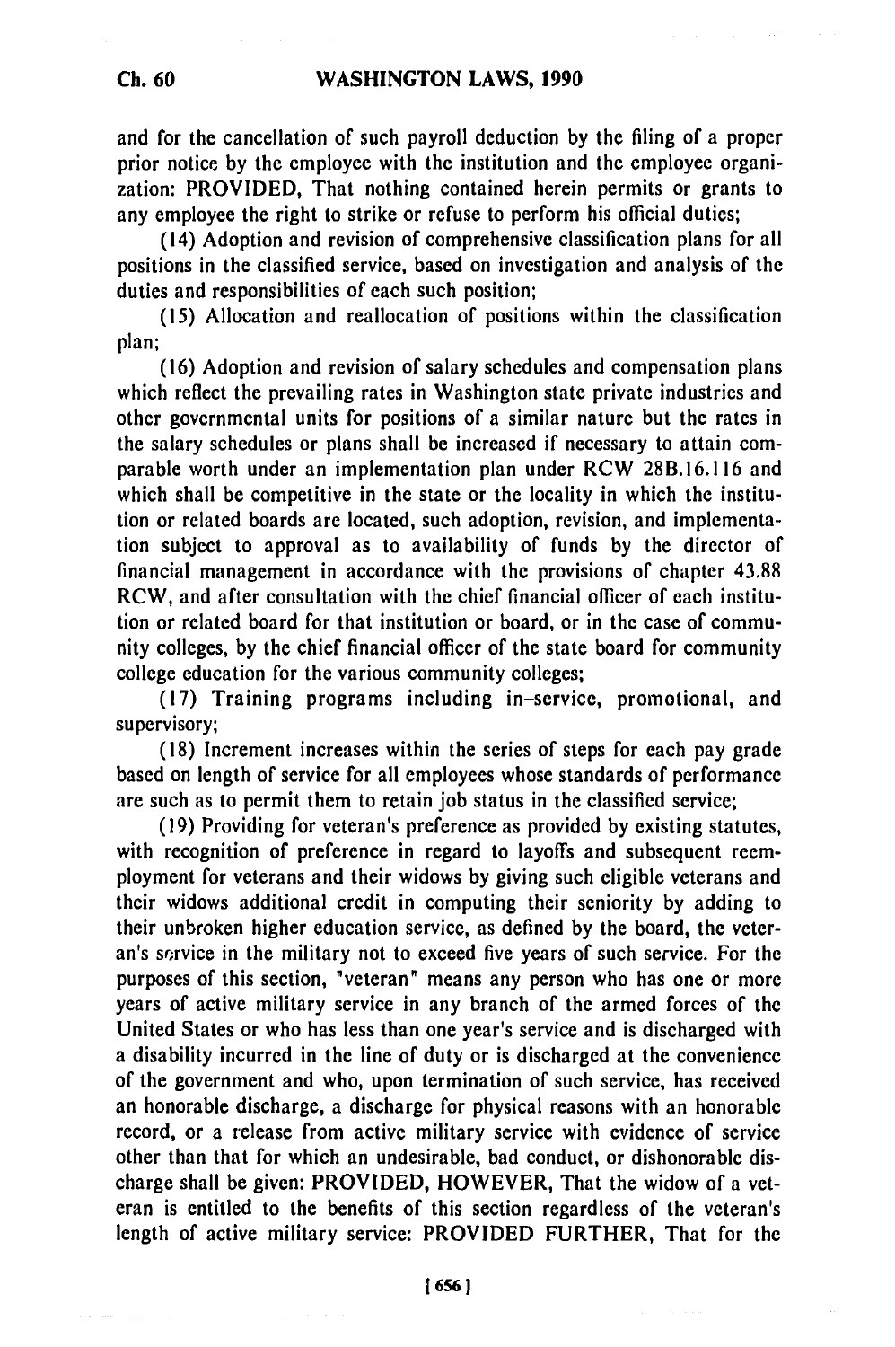and for the cancellation of such payroll deduction by the filing of a proper prior notice by the employee with the institution and the employee organization: PROVIDED, That nothing contained herein permits or grants to any employee the right to strike or refuse to perform his official duties;

(14) Adoption and revision of comprehensive classification plans for all positions in the classified service, based on investigation and analysis of the duties and responsibilities of each such position;

(15) Allocation and reallocation of positions within the classification plan;

(16) Adoption and revision of salary schedules and compensation plans which reflect the prevailing rates in Washington state private industries and other governmental units for positions of a similar nature but the rates in the salary schedules or plans shall be increased if necessary to attain comparable worth under an implementation plan under RCW 28B.16.116 and which shall be competitive in the state or the locality in which the institution or related boards are located, such adoption, revision, and implementation subject to approval as to availability of funds by the director of financial management in accordance with the provisions of chapter 43.88 RCW, and after consultation with the chief financial officer of each institution or related board for that institution or board, or in the case of community colleges, by the chief financial officer of the state board for community college education for the various community colleges;

(17) Training programs including in-service, promotional, and supervisory;

(18) Increment increases within the series of steps for each pay grade based on length of service for all employees whose standards of performance are such as to permit them to retain job status in the classified service;

(19) Providing for veteran's preference as provided by existing statutes, with recognition of preference in regard to layoffs and subsequent reemployment for veterans and their widows by giving such eligible veterans and their widows additional credit in computing their seniority by adding to their unbroken higher education service, as defined by the board, the veteran's service in the military not to exceed five years of such service. For the purposes of this section, "veteran" means any person who has one or more years of active military service in any branch of the armed forces of the United States or who has less than one year's service and is discharged with a disability incurred in the line of duty or is discharged at the convenience of the government and who, upon termination of such service, has received an honorable discharge, a discharge for physical reasons with an honorable record, or a release from active military service with evidence of service other than that for which an undesirable, bad conduct, or dishonorable discharge shall be given: PROVIDED, HOWEVER, That the widow of a veteran is entitled to the benefits of this section regardless of the veteran's length of active military service: PROVIDED FURTHER, That for the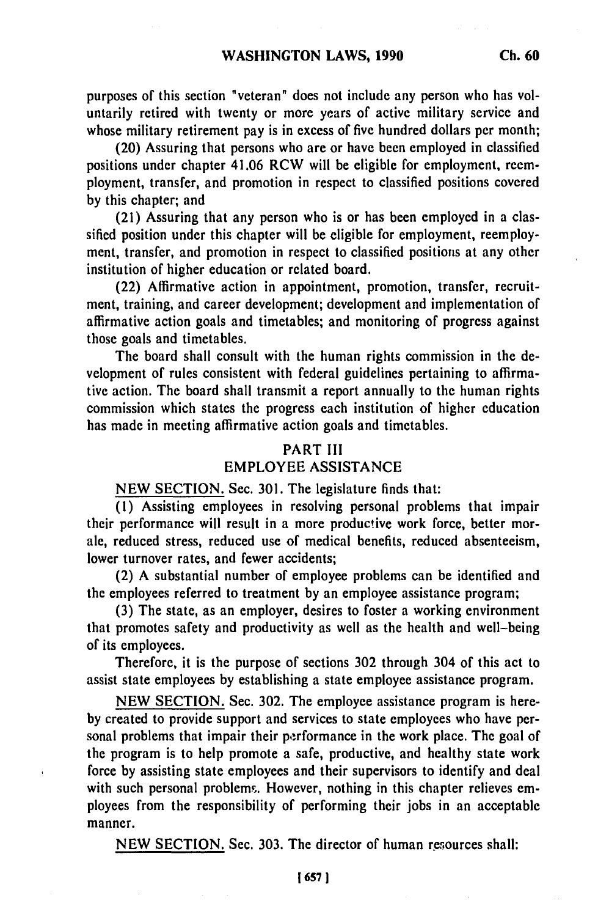purposes of this section "veteran" does not include any person who has voluntarily retired with twenty or more years of active military service and whose military retirement pay is in excess of five hundred dollars per month;

(20) Assuring that persons who are or have been employed in classified positions under chapter 41.06 RCW will be eligible for employment, reemployment, transfer, and promotion in respect to classified positions covered by this chapter; and

(21) Assuring that any person who is or has been employed in a classified position under this chapter will be eligible for employment, reemployment, transfer, and promotion in respect to classified positions at any other institution of higher education or related board.

(22) Affirmative action in appointment, promotion, transfer, recruitment, training, and career development; development and implementation of affirmative action goals and timetables; and monitoring of progress against those goals and timetables.

The board shall consult with the human rights commission in the development of rules consistent with federal guidelines pertaining to affirmative action. The board shall transmit a report annually to the human rights commission which states the progress each institution of higher education has made in meeting affirmative action goals and timetables.

## PART III
## EMPLOYEE ASSISTANCE

NEW SECTION. Sec. 301. The legislature finds that:

(1) Assisting employees in resolving personal problems that impair their performance will result in a more productive work force, better morale, reduced stress, reduced use of medical benefits, reduced absenteeism, lower turnover rates, and fewer accidents;

(2) A substantial number of employee problems can be identified and the employees referred to treatment by an employee assistance program;

(3) The state, as an employer, desires to foster a working environment that promotes safety and productivity as well as the health and well-being of its employees.

Therefore, it is the purpose of sections 302 through 304 of this act to assist state employees by establishing a state employee assistance program.

NEW SECTION. Sec. 302. The employee assistance program is hereby created to provide support and services to state employees who have personal problems that impair their performance in the work place. The goal of the program is to help promote a safe, productive, and healthy state work force by assisting state employees and their supervisors to identify and deal with such personal problems. However, nothing in this chapter relieves employees from the responsibility of performing their jobs in an acceptable manner.

NEW SECTION. Sec. 303. The director of human resources shall: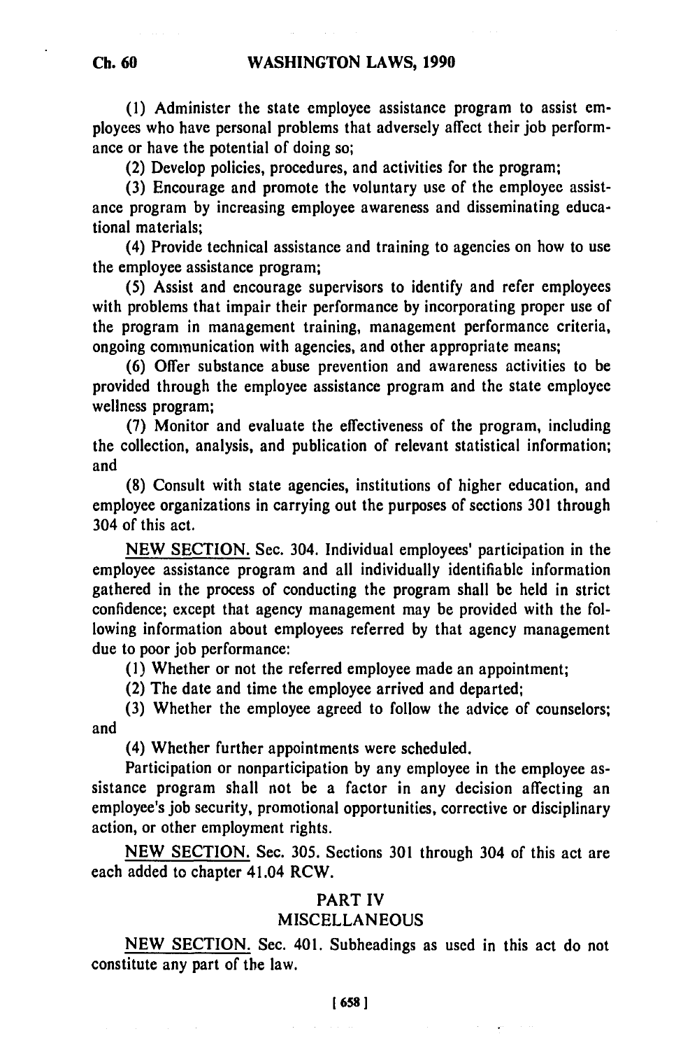(1) Administer the state employee assistance program to assist employees who have personal problems that adversely affect their job performance or have the potential of doing so;

(2) Develop policies, procedures, and activities for the program;

(3) Encourage and promote the voluntary use of the employee assistance program by increasing employee awareness and disseminating educational materials;

(4) Provide technical assistance and training to agencies on how to use the employee assistance program;

(5) Assist and encourage supervisors to identify and refer employees with problems that impair their performance by incorporating proper use of the program in management training, management performance criteria, ongoing communication with agencies, and other appropriate means;

(6) Offer substance abuse prevention and awareness activities to be provided through the employee assistance program and the state employee wellness program;

(7) Monitor and evaluate the effectiveness of the program, including the collection, analysis, and publication of relevant statistical information; and

(8) Consult with state agencies, institutions of higher education, and employee organizations in carrying out the purposes of sections 301 through 304 of this act.

NEW SECTION. Sec. 304. Individual employees' participation in the employee assistance program and all individually identifiable information gathered in the process of conducting the program shall be held in strict confidence; except that agency management may be provided with the following information about employees referred by that agency management due to poor job performance:

(1) Whether or not the referred employee made an appointment;

(2) The date and time the employee arrived and departed;

(3) Whether the employee agreed to follow the advice of counselors; and

(4) Whether further appointments were scheduled.

Participation or nonparticipation by any employee in the employee assistance program shall not be a factor in any decision affecting an employee's job security, promotional opportunities, corrective or disciplinary action, or other employment rights.

NEW SECTION. Sec. 305. Sections 301 through 304 of this act are each added to chapter 41.04 RCW.

## PART IV
## MISCELLANEOUS

NEW SECTION. Sec. 401. Subheadings as used in this act do not constitute any part of the law.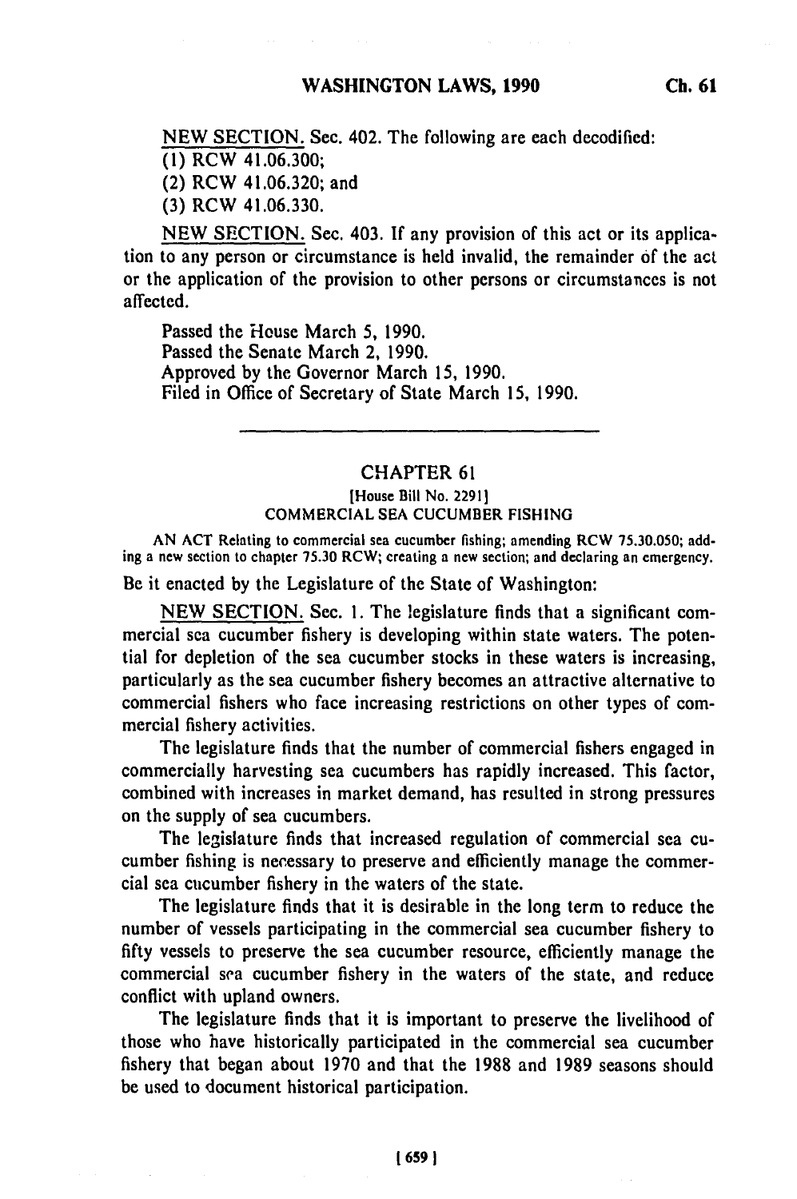NEW SECTION. Sec. 402. The following are each decodified:

(1) RCW 41.06.300;

(2) RCW 41.06.320; and

(3) RCW 41.06.330.

NEW SECTION. Sec. 403. If any provision of this act or its application to any person or circumstance is held invalid, the remainder of the act or the application of the provision to other persons or circumstances is not affected.

Passed the House March 5, 1990.
Passed the Senate March 2, 1990.
Approved by the Governor March 15, 1990.
Filed in Office of Secretary of State March 15, 1990.

---

## CHAPTER 61

[House Bill No. 2291]

COMMERCIAL SEA CUCUMBER FISHING

AN ACT Relating to commercial sea cucumber fishing; amending RCW 75.30.050; adding a new section to chapter 75.30 RCW; creating a new section; and declaring an emergency.

Be it enacted by the Legislature of the State of Washington:

NEW SECTION. Sec. 1. The legislature finds that a significant commercial sea cucumber fishery is developing within state waters. The potential for depletion of the sea cucumber stocks in these waters is increasing, particularly as the sea cucumber fishery becomes an attractive alternative to commercial fishers who face increasing restrictions on other types of commercial fishery activities.

The legislature finds that the number of commercial fishers engaged in commercially harvesting sea cucumbers has rapidly increased. This factor, combined with increases in market demand, has resulted in strong pressures on the supply of sea cucumbers.

The legislature finds that increased regulation of commercial sea cucumber fishing is necessary to preserve and efficiently manage the commercial sea cucumber fishery in the waters of the state.

The legislature finds that it is desirable in the long term to reduce the number of vessels participating in the commercial sea cucumber fishery to fifty vessels to preserve the sea cucumber resource, efficiently manage the commercial sea cucumber fishery in the waters of the state, and reduce conflict with upland owners.

The legislature finds that it is important to preserve the livelihood of those who have historically participated in the commercial sea cucumber fishery that began about 1970 and that the 1988 and 1989 seasons should be used to document historical participation.